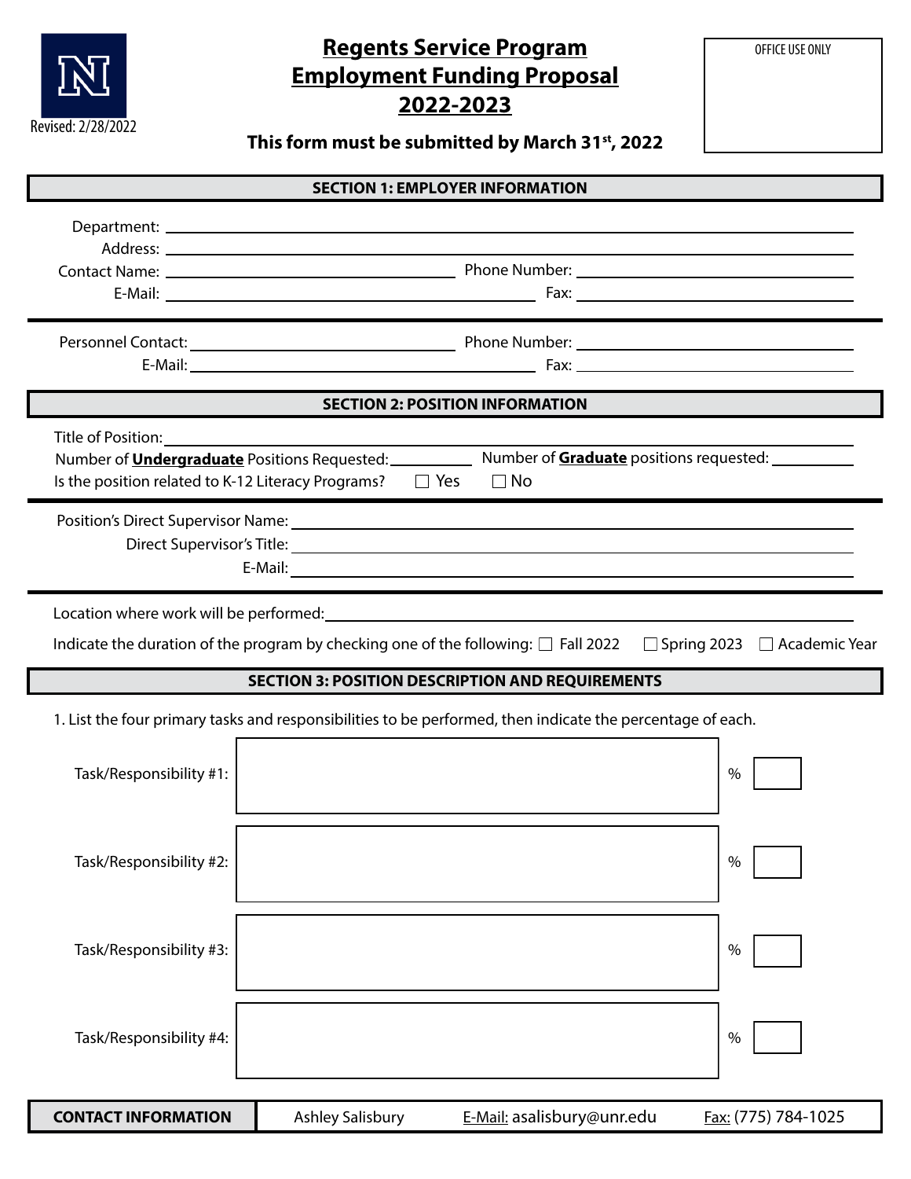Revised: 2/28/2022

# Regents Service Program Employment Funding Proposal 2022-2023

**This form must be submitted by March 31st, 2022**

OFFICE USE ONLY

## SECTION 1: EMPLOYER INFORMATION

Department: ______________________________

Address: ______________________________

Contact Name: ______________________ Phone Number: ______________________

E-Mail: ______________________ Fax: ______________________

Personnel Contact: ______________________ Phone Number: ______________________

E-Mail: ______________________ Fax: ______________________

## SECTION 2: POSITION INFORMATION

Title of Position: ______________________________

Number of **Undergraduate** Positions Requested: __________ Number of **Graduate** positions requested: __________

Is the position related to K-12 Literacy Programs? ☐ Yes ☐ No

Position's Direct Supervisor Name: ______________________________

Direct Supervisor's Title: ______________________________

E-Mail: ______________________________

Location where work will be performed: ______________________________

Indicate the duration of the program by checking one of the following: ☐ Fall 2022 ☐ Spring 2023 ☐ Academic Year

## SECTION 3: POSITION DESCRIPTION AND REQUIREMENTS

1. List the four primary tasks and responsibilities to be performed, then indicate the percentage of each.

| Task/Responsibility | Description | % |
|---|---|---|
| Task/Responsibility #1: | | |
| Task/Responsibility #2: | | |
| Task/Responsibility #3: | | |
| Task/Responsibility #4: | | |

| **CONTACT INFORMATION** | Ashley Salisbury | E-Mail: asalisbury@unr.edu | Fax: (775) 784-1025 |
|---|---|---|---|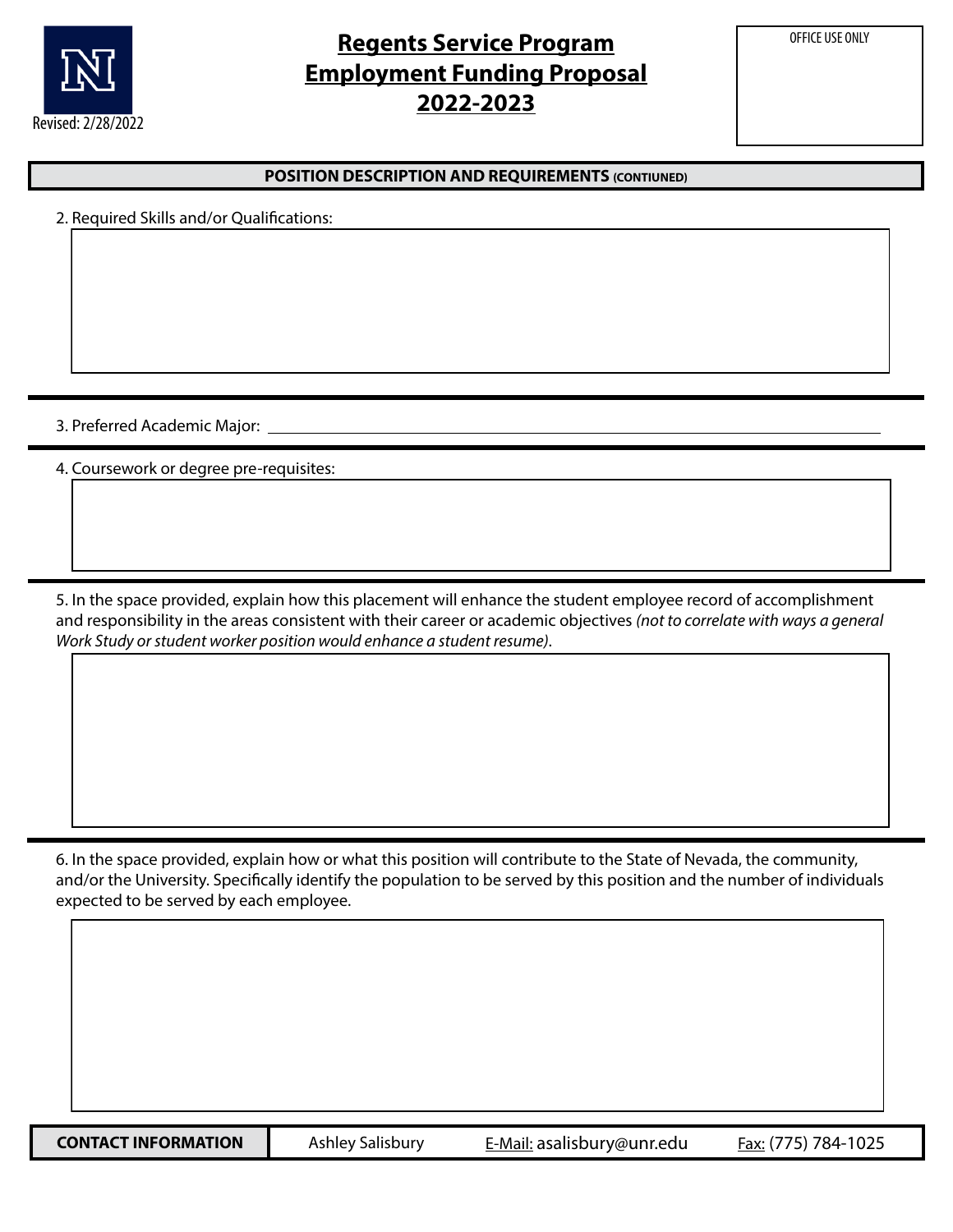# Regents Service Program Employment Funding Proposal 2022-2023

Revised: 2/28/2022

OFFICE USE ONLY

## POSITION DESCRIPTION AND REQUIREMENTS (CONTIUNED)

2. Required Skills and/or Qualifications:

3. Preferred Academic Major: ______

4. Coursework or degree pre-requisites:

5. In the space provided, explain how this placement will enhance the student employee record of accomplishment and responsibility in the areas consistent with their career or academic objectives *(not to correlate with ways a general Work Study or student worker position would enhance a student resume)*.

6. In the space provided, explain how or what this position will contribute to the State of Nevada, the community, and/or the University. Specifically identify the population to be served by this position and the number of individuals expected to be served by each employee.

| **CONTACT INFORMATION** | Ashley Salisbury | E-Mail: asalisbury@unr.edu | Fax: (775) 784-1025 |
|---|---|---|---|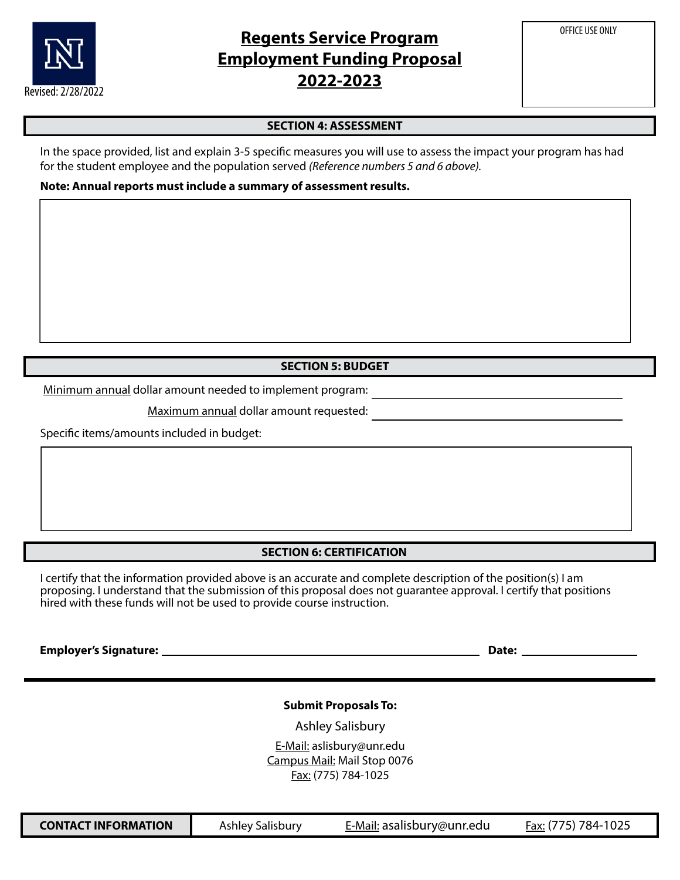Revised: 2/28/2022

# Regents Service Program Employment Funding Proposal 2022-2023

OFFICE USE ONLY

## SECTION 4: ASSESSMENT

In the space provided, list and explain 3-5 specific measures you will use to assess the impact your program has had for the student employee and the population served *(Reference numbers 5 and 6 above)*.

**Note: Annual reports must include a summary of assessment results.**

## SECTION 5: BUDGET

Minimum annual dollar amount needed to implement program: ______________________________

Maximum annual dollar amount requested: ______________________________

Specific items/amounts included in budget:

## SECTION 6: CERTIFICATION

I certify that the information provided above is an accurate and complete description of the position(s) I am proposing. I understand that the submission of this proposal does not guarantee approval. I certify that positions hired with these funds will not be used to provide course instruction.

**Employer's Signature:** ______________________________ **Date:** ______________

**Submit Proposals To:**

Ashley Salisbury

E-Mail: aslisbury@unr.edu

Campus Mail: Mail Stop 0076

Fax: (775) 784-1025

| **CONTACT INFORMATION** | Ashley Salisbury | E-Mail: asalisbury@unr.edu | Fax: (775) 784-1025 |
|---|---|---|---|